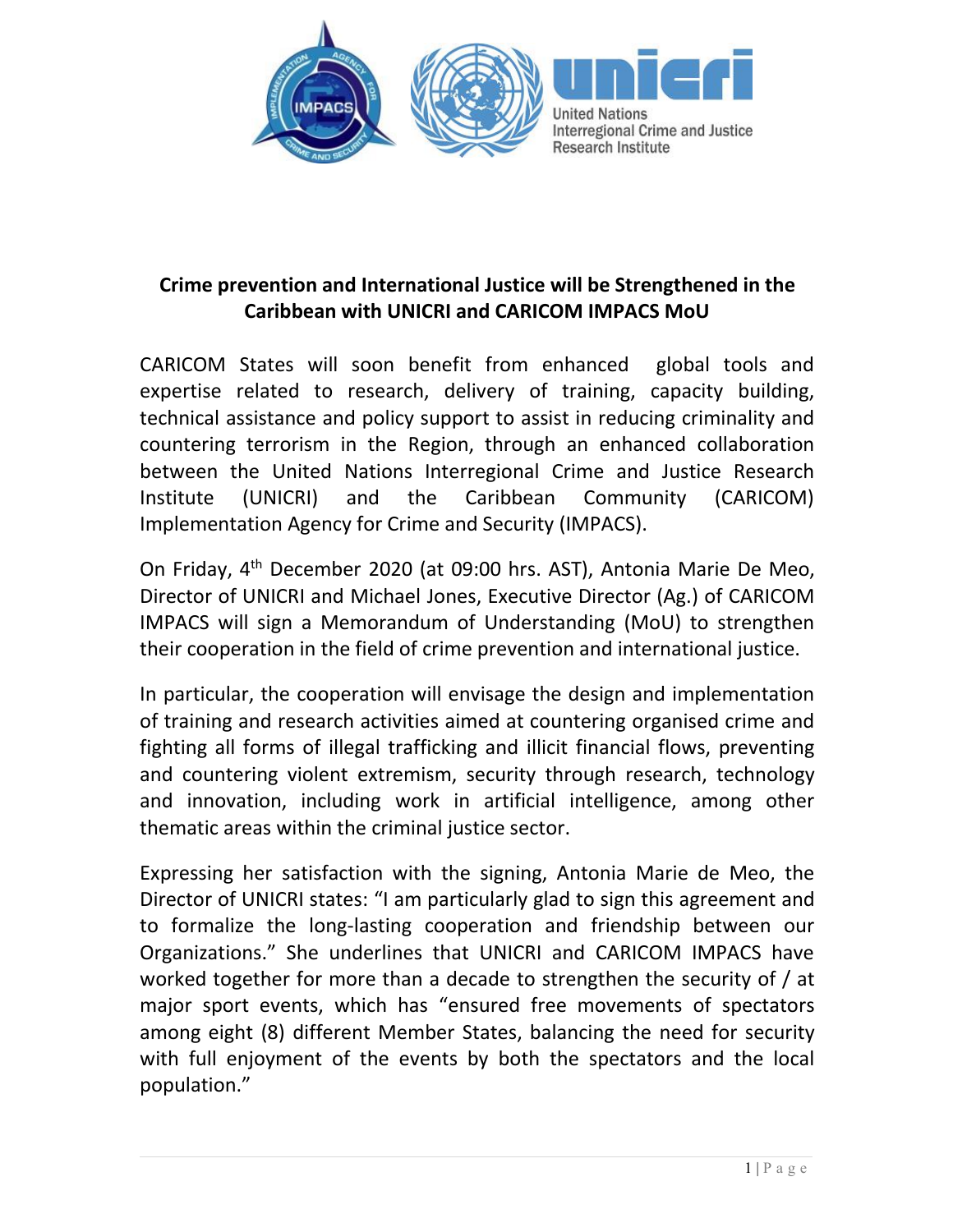## Crime prevention and International Justice will be Strengthened in the Caribbean with UNICRI and CARICOM IMPACS MoU

CARICOM States will soon benefit from enhanced global tools and expertise related to research, delivery of training, capacity building, technical assistance and policy support to assist in reducing criminality and countering terrorism in the Region, through an enhanced collaboration between the United Nations Interregional Crime and Justice Research Institute (UNICRI) and the Caribbean Community (CARICOM) Implementation Agency for Crime and Security (IMPACS).

On Friday, 4th December 2020 (at 09:00 hrs. AST), Antonia Marie De Meo, Director of UNICRI and Michael Jones, Executive Director (Ag.) of CARICOM IMPACS will sign a Memorandum of Understanding (MoU) to strengthen their cooperation in the field of crime prevention and international justice.

In particular, the cooperation will envisage the design and implementation of training and research activities aimed at countering organised crime and fighting all forms of illegal trafficking and illicit financial flows, preventing and countering violent extremism, security through research, technology and innovation, including work in artificial intelligence, among other thematic areas within the criminal justice sector.

Expressing her satisfaction with the signing, Antonia Marie de Meo, the Director of UNICRI states: "I am particularly glad to sign this agreement and to formalize the long-lasting cooperation and friendship between our Organizations." She underlines that UNICRI and CARICOM IMPACS have worked together for more than a decade to strengthen the security of / at major sport events, which has "ensured free movements of spectators among eight (8) different Member States, balancing the need for security with full enjoyment of the events by both the spectators and the local population."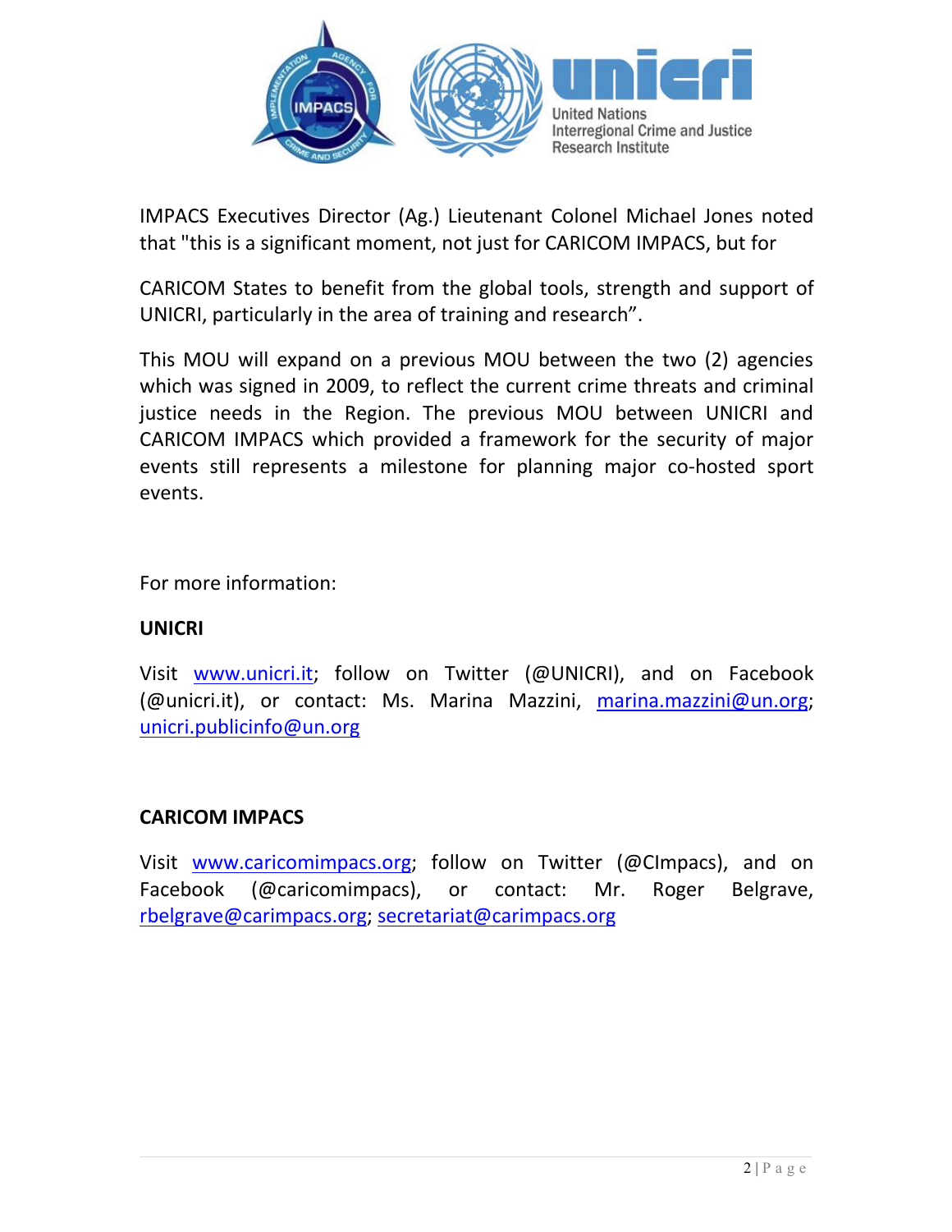IMPACS Executives Director (Ag.) Lieutenant Colonel Michael Jones noted that "this is a significant moment, not just for CARICOM IMPACS, but for

CARICOM States to benefit from the global tools, strength and support of UNICRI, particularly in the area of training and research".

This MOU will expand on a previous MOU between the two (2) agencies which was signed in 2009, to reflect the current crime threats and criminal justice needs in the Region. The previous MOU between UNICRI and CARICOM IMPACS which provided a framework for the security of major events still represents a milestone for planning major co-hosted sport events.

For more information:

**UNICRI**

Visit [www.unicri.it](www.unicri.it); follow on Twitter (@UNICRI), and on Facebook (@unicri.it), or contact: Ms. Marina Mazzini, [marina.mazzini@un.org](mailto:marina.mazzini@un.org); [unicri.publicinfo@un.org](mailto:unicri.publicinfo@un.org)

**CARICOM IMPACS**

Visit [www.caricomimpacs.org](www.caricomimpacs.org); follow on Twitter (@CImpacs), and on Facebook (@caricomimpacs), or contact: Mr. Roger Belgrave, [rbelgrave@carimpacs.org](mailto:rbelgrave@carimpacs.org); [secretariat@carimpacs.org](mailto:secretariat@carimpacs.org)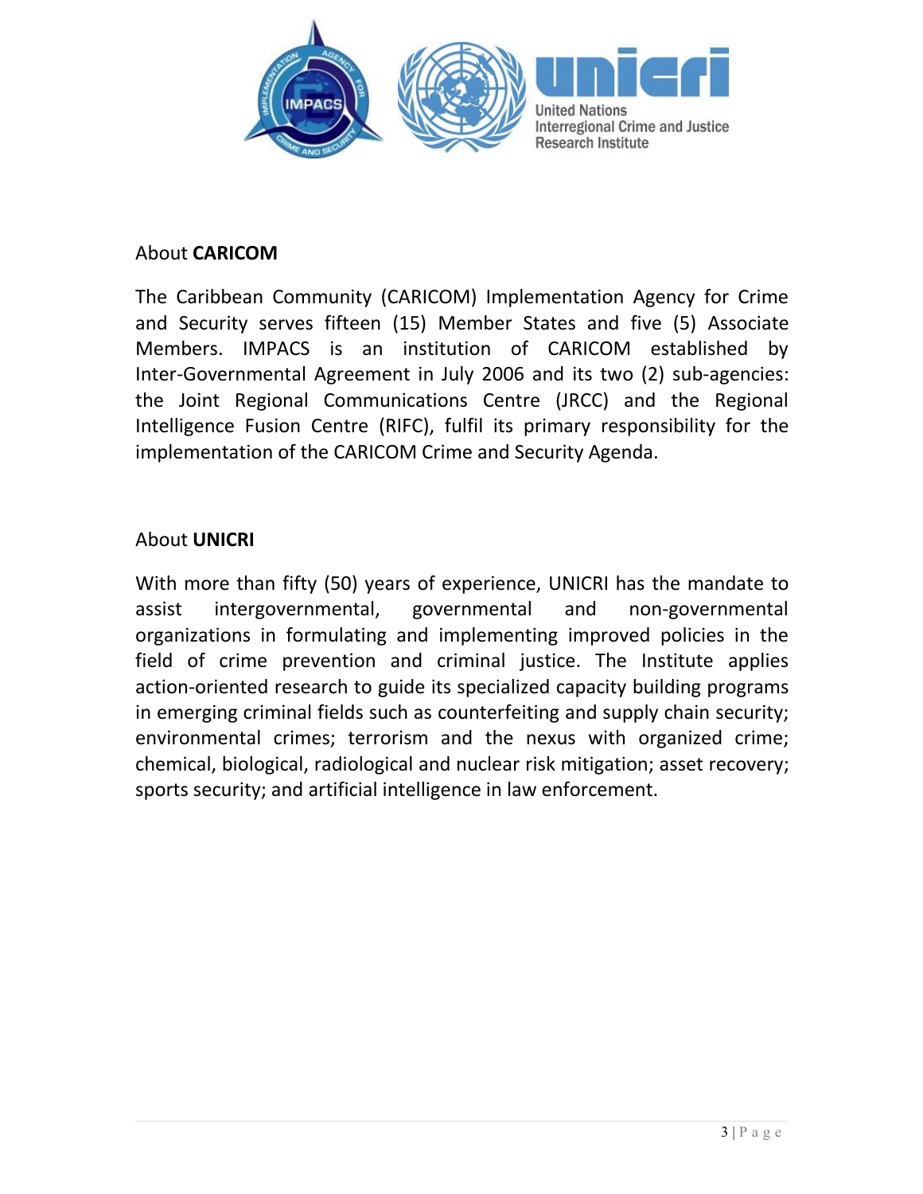## About **CARICOM**

The Caribbean Community (CARICOM) Implementation Agency for Crime and Security serves fifteen (15) Member States and five (5) Associate Members. IMPACS is an institution of CARICOM established by Inter-Governmental Agreement in July 2006 and its two (2) sub-agencies: the Joint Regional Communications Centre (JRCC) and the Regional Intelligence Fusion Centre (RIFC), fulfil its primary responsibility for the implementation of the CARICOM Crime and Security Agenda.

## About **UNICRI**

With more than fifty (50) years of experience, UNICRI has the mandate to assist intergovernmental, governmental and non-governmental organizations in formulating and implementing improved policies in the field of crime prevention and criminal justice. The Institute applies action-oriented research to guide its specialized capacity building programs in emerging criminal fields such as counterfeiting and supply chain security; environmental crimes; terrorism and the nexus with organized crime; chemical, biological, radiological and nuclear risk mitigation; asset recovery; sports security; and artificial intelligence in law enforcement.